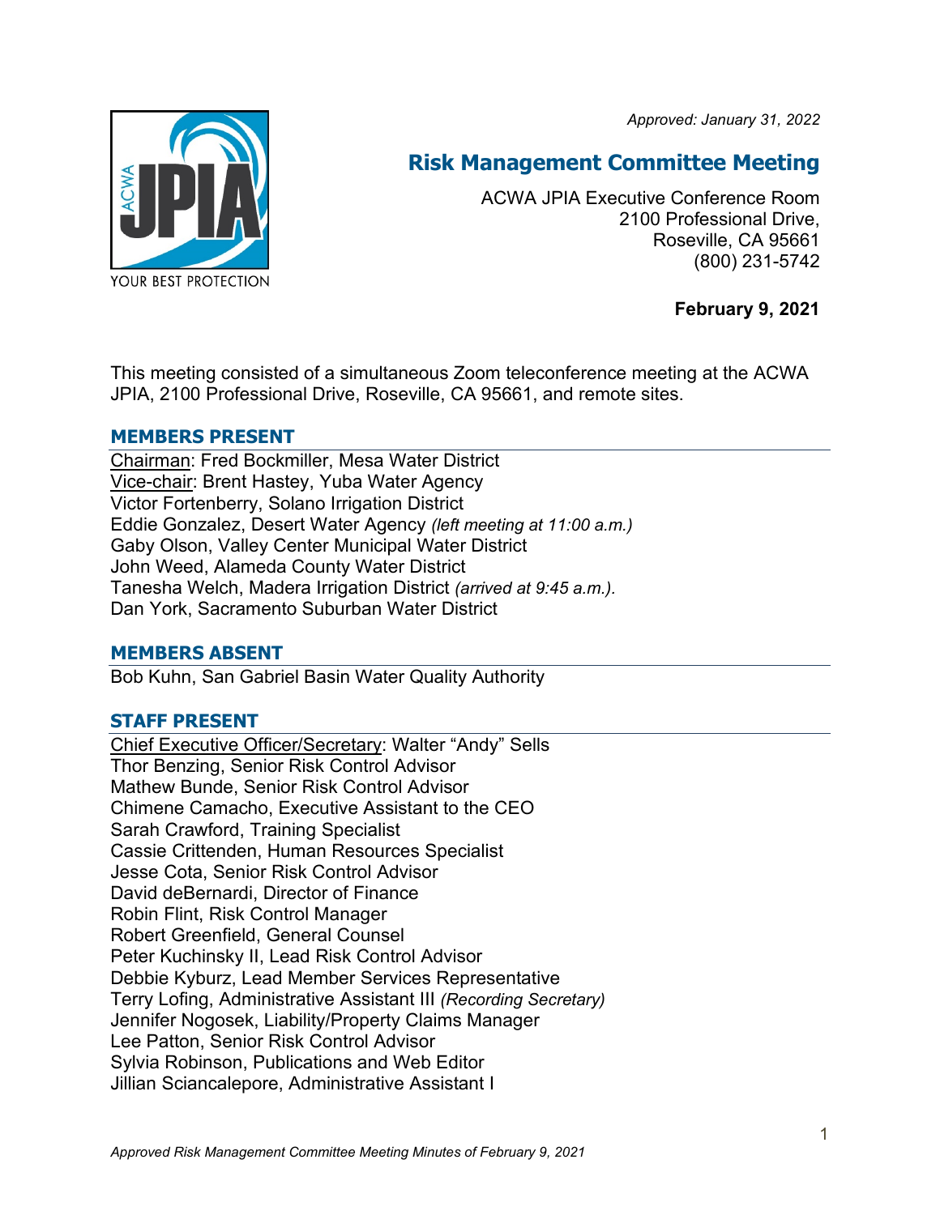*Approved: January 31, 2022*

# Risk Management Committee Meeting

ACWA JPIA Executive Conference Room
2100 Professional Drive,
Roseville, CA 95661
(800) 231-5742

**February 9, 2021**

This meeting consisted of a simultaneous Zoom teleconference meeting at the ACWA JPIA, 2100 Professional Drive, Roseville, CA 95661, and remote sites.

## MEMBERS PRESENT

Chairman: Fred Bockmiller, Mesa Water District
Vice-chair: Brent Hastey, Yuba Water Agency
Victor Fortenberry, Solano Irrigation District
Eddie Gonzalez, Desert Water Agency *(left meeting at 11:00 a.m.)*
Gaby Olson, Valley Center Municipal Water District
John Weed, Alameda County Water District
Tanesha Welch, Madera Irrigation District *(arrived at 9:45 a.m.).*
Dan York, Sacramento Suburban Water District

## MEMBERS ABSENT

Bob Kuhn, San Gabriel Basin Water Quality Authority

## STAFF PRESENT

Chief Executive Officer/Secretary: Walter "Andy" Sells
Thor Benzing, Senior Risk Control Advisor
Mathew Bunde, Senior Risk Control Advisor
Chimene Camacho, Executive Assistant to the CEO
Sarah Crawford, Training Specialist
Cassie Crittenden, Human Resources Specialist
Jesse Cota, Senior Risk Control Advisor
David deBernardi, Director of Finance
Robin Flint, Risk Control Manager
Robert Greenfield, General Counsel
Peter Kuchinsky II, Lead Risk Control Advisor
Debbie Kyburz, Lead Member Services Representative
Terry Lofing, Administrative Assistant III *(Recording Secretary)*
Jennifer Nogosek, Liability/Property Claims Manager
Lee Patton, Senior Risk Control Advisor
Sylvia Robinson, Publications and Web Editor
Jillian Sciancalepore, Administrative Assistant I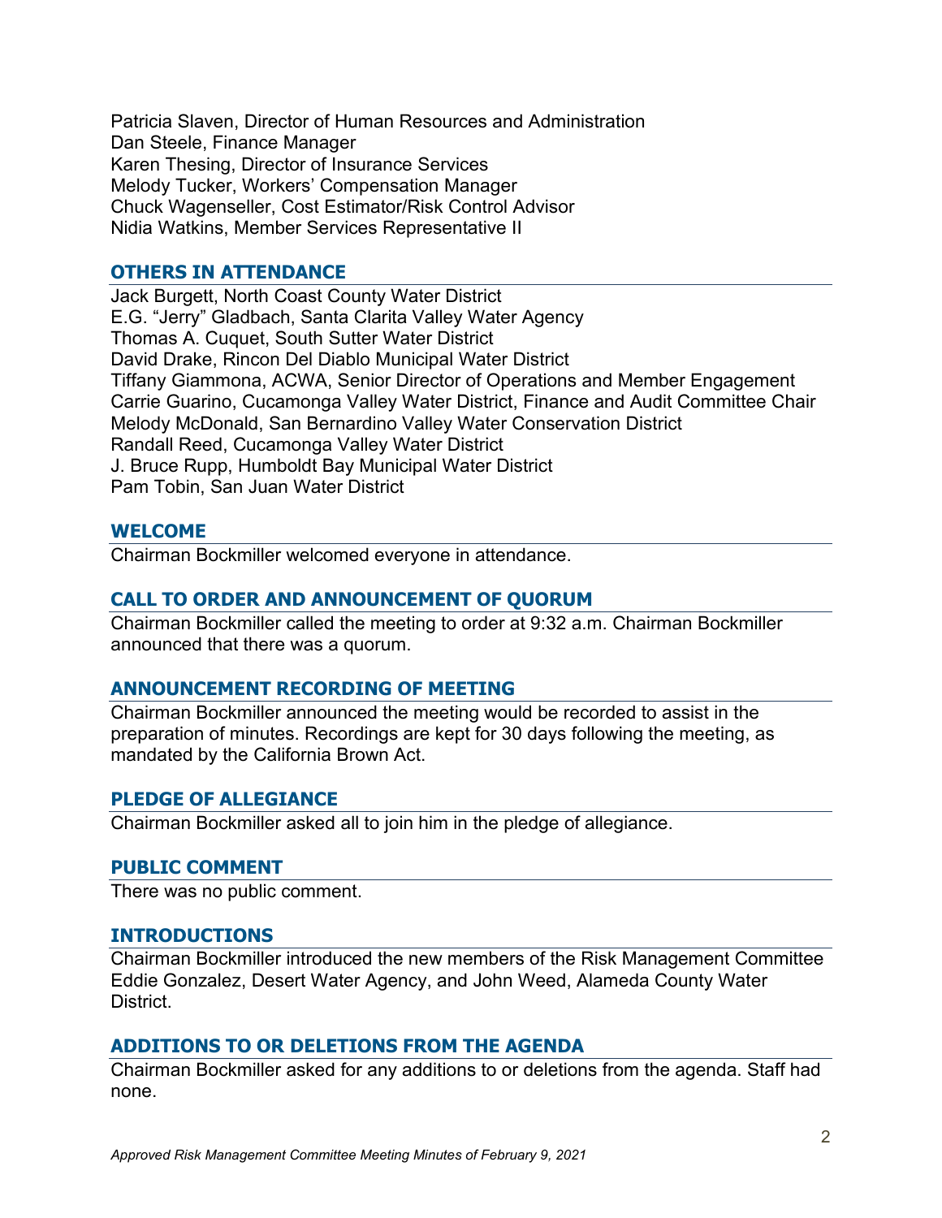Patricia Slaven, Director of Human Resources and Administration
Dan Steele, Finance Manager
Karen Thesing, Director of Insurance Services
Melody Tucker, Workers' Compensation Manager
Chuck Wagenseller, Cost Estimator/Risk Control Advisor
Nidia Watkins, Member Services Representative II

## OTHERS IN ATTENDANCE

Jack Burgett, North Coast County Water District
E.G. "Jerry" Gladbach, Santa Clarita Valley Water Agency
Thomas A. Cuquet, South Sutter Water District
David Drake, Rincon Del Diablo Municipal Water District
Tiffany Giammona, ACWA, Senior Director of Operations and Member Engagement
Carrie Guarino, Cucamonga Valley Water District, Finance and Audit Committee Chair
Melody McDonald, San Bernardino Valley Water Conservation District
Randall Reed, Cucamonga Valley Water District
J. Bruce Rupp, Humboldt Bay Municipal Water District
Pam Tobin, San Juan Water District

## WELCOME

Chairman Bockmiller welcomed everyone in attendance.

## CALL TO ORDER AND ANNOUNCEMENT OF QUORUM

Chairman Bockmiller called the meeting to order at 9:32 a.m. Chairman Bockmiller announced that there was a quorum.

## ANNOUNCEMENT RECORDING OF MEETING

Chairman Bockmiller announced the meeting would be recorded to assist in the preparation of minutes. Recordings are kept for 30 days following the meeting, as mandated by the California Brown Act.

## PLEDGE OF ALLEGIANCE

Chairman Bockmiller asked all to join him in the pledge of allegiance.

## PUBLIC COMMENT

There was no public comment.

## INTRODUCTIONS

Chairman Bockmiller introduced the new members of the Risk Management Committee Eddie Gonzalez, Desert Water Agency, and John Weed, Alameda County Water District.

## ADDITIONS TO OR DELETIONS FROM THE AGENDA

Chairman Bockmiller asked for any additions to or deletions from the agenda. Staff had none.

*Approved Risk Management Committee Meeting Minutes of February 9, 2021*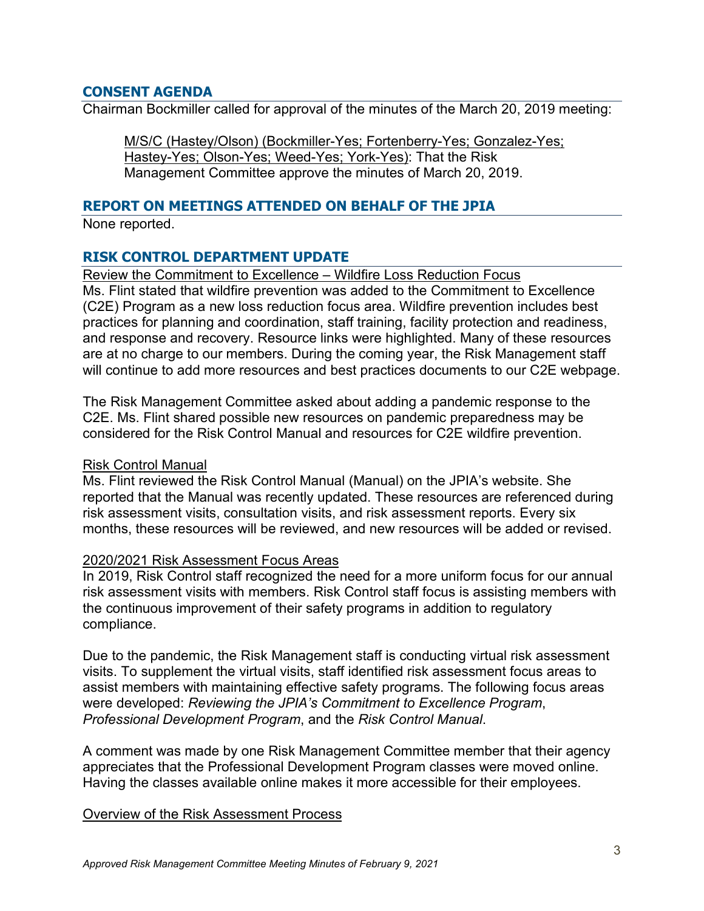## CONSENT AGENDA

Chairman Bockmiller called for approval of the minutes of the March 20, 2019 meeting:

> M/S/C (Hastey/Olson) (Bockmiller-Yes; Fortenberry-Yes; Gonzalez-Yes; Hastey-Yes; Olson-Yes; Weed-Yes; York-Yes): That the Risk Management Committee approve the minutes of March 20, 2019.

## REPORT ON MEETINGS ATTENDED ON BEHALF OF THE JPIA

None reported.

## RISK CONTROL DEPARTMENT UPDATE

Review the Commitment to Excellence – Wildfire Loss Reduction Focus

Ms. Flint stated that wildfire prevention was added to the Commitment to Excellence (C2E) Program as a new loss reduction focus area. Wildfire prevention includes best practices for planning and coordination, staff training, facility protection and readiness, and response and recovery. Resource links were highlighted. Many of these resources are at no charge to our members. During the coming year, the Risk Management staff will continue to add more resources and best practices documents to our C2E webpage.

The Risk Management Committee asked about adding a pandemic response to the C2E. Ms. Flint shared possible new resources on pandemic preparedness may be considered for the Risk Control Manual and resources for C2E wildfire prevention.

Risk Control Manual

Ms. Flint reviewed the Risk Control Manual (Manual) on the JPIA's website. She reported that the Manual was recently updated. These resources are referenced during risk assessment visits, consultation visits, and risk assessment reports. Every six months, these resources will be reviewed, and new resources will be added or revised.

2020/2021 Risk Assessment Focus Areas

In 2019, Risk Control staff recognized the need for a more uniform focus for our annual risk assessment visits with members. Risk Control staff focus is assisting members with the continuous improvement of their safety programs in addition to regulatory compliance.

Due to the pandemic, the Risk Management staff is conducting virtual risk assessment visits. To supplement the virtual visits, staff identified risk assessment focus areas to assist members with maintaining effective safety programs. The following focus areas were developed: *Reviewing the JPIA's Commitment to Excellence Program*, *Professional Development Program*, and the *Risk Control Manual*.

A comment was made by one Risk Management Committee member that their agency appreciates that the Professional Development Program classes were moved online. Having the classes available online makes it more accessible for their employees.

Overview of the Risk Assessment Process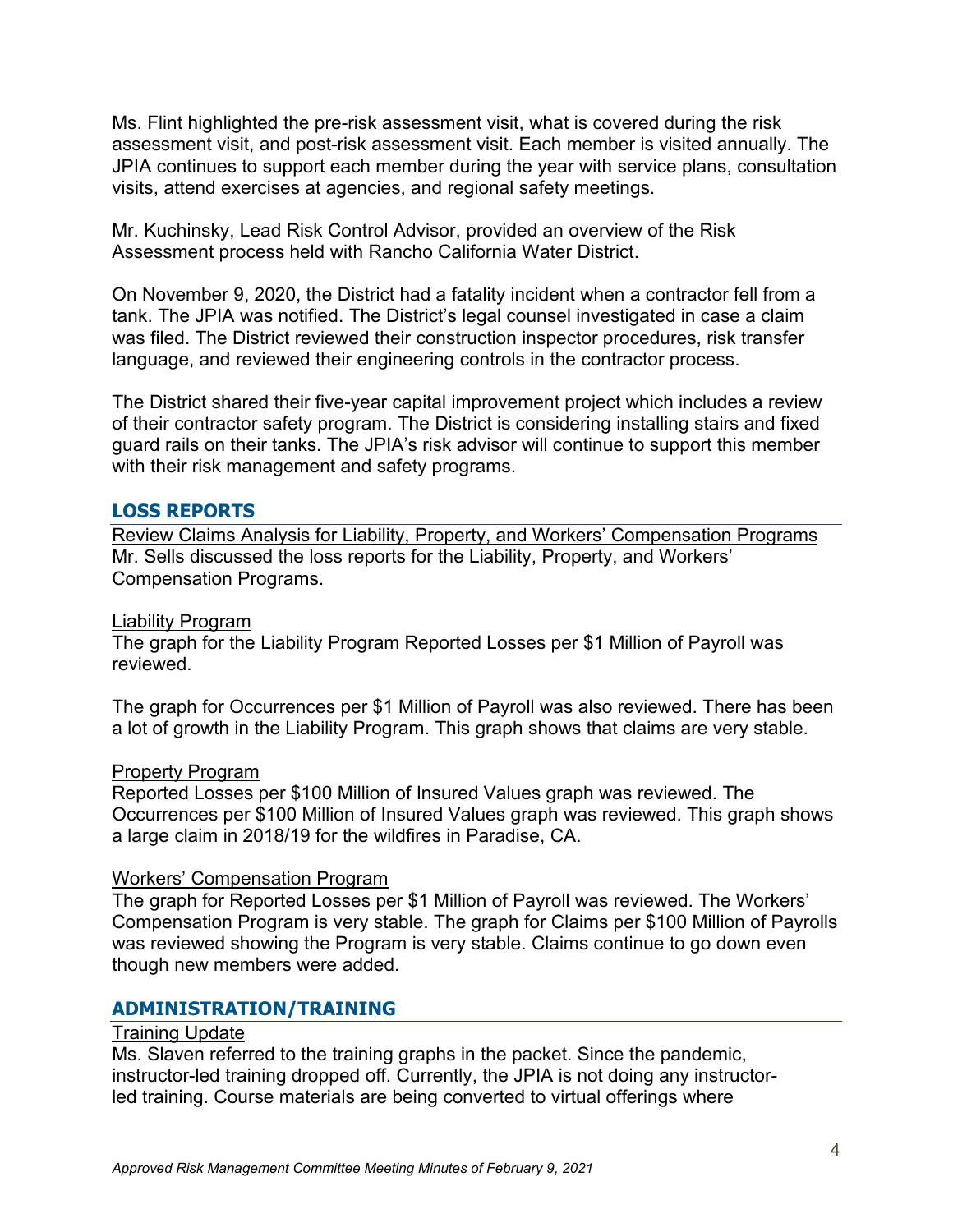Ms. Flint highlighted the pre-risk assessment visit, what is covered during the risk assessment visit, and post-risk assessment visit. Each member is visited annually. The JPIA continues to support each member during the year with service plans, consultation visits, attend exercises at agencies, and regional safety meetings.

Mr. Kuchinsky, Lead Risk Control Advisor, provided an overview of the Risk Assessment process held with Rancho California Water District.

On November 9, 2020, the District had a fatality incident when a contractor fell from a tank. The JPIA was notified. The District's legal counsel investigated in case a claim was filed. The District reviewed their construction inspector procedures, risk transfer language, and reviewed their engineering controls in the contractor process.

The District shared their five-year capital improvement project which includes a review of their contractor safety program. The District is considering installing stairs and fixed guard rails on their tanks. The JPIA's risk advisor will continue to support this member with their risk management and safety programs.

## LOSS REPORTS

Review Claims Analysis for Liability, Property, and Workers' Compensation Programs

Mr. Sells discussed the loss reports for the Liability, Property, and Workers' Compensation Programs.

Liability Program

The graph for the Liability Program Reported Losses per $1 Million of Payroll was reviewed.

The graph for Occurrences per $1 Million of Payroll was also reviewed. There has been a lot of growth in the Liability Program. This graph shows that claims are very stable.

Property Program

Reported Losses per $100 Million of Insured Values graph was reviewed. The Occurrences per $100 Million of Insured Values graph was reviewed. This graph shows a large claim in 2018/19 for the wildfires in Paradise, CA.

Workers' Compensation Program

The graph for Reported Losses per $1 Million of Payroll was reviewed. The Workers' Compensation Program is very stable. The graph for Claims per $100 Million of Payrolls was reviewed showing the Program is very stable. Claims continue to go down even though new members were added.

## ADMINISTRATION/TRAINING

Training Update

Ms. Slaven referred to the training graphs in the packet. Since the pandemic, instructor-led training dropped off. Currently, the JPIA is not doing any instructor-led training. Course materials are being converted to virtual offerings where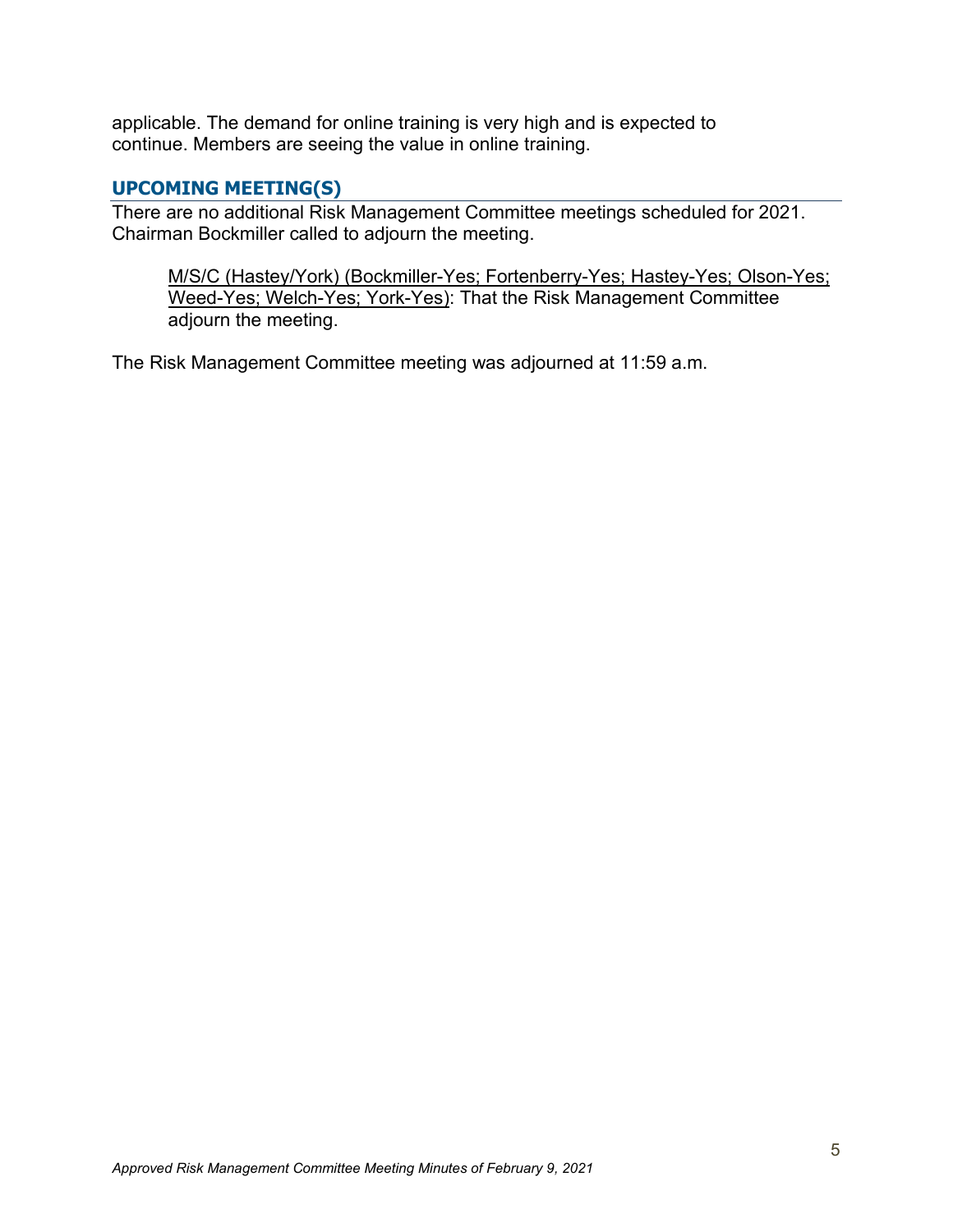applicable. The demand for online training is very high and is expected to continue. Members are seeing the value in online training.

## UPCOMING MEETING(S)

There are no additional Risk Management Committee meetings scheduled for 2021. Chairman Bockmiller called to adjourn the meeting.

> M/S/C (Hastey/York) (Bockmiller-Yes; Fortenberry-Yes; Hastey-Yes; Olson-Yes; Weed-Yes; Welch-Yes; York-Yes): That the Risk Management Committee adjourn the meeting.

The Risk Management Committee meeting was adjourned at 11:59 a.m.